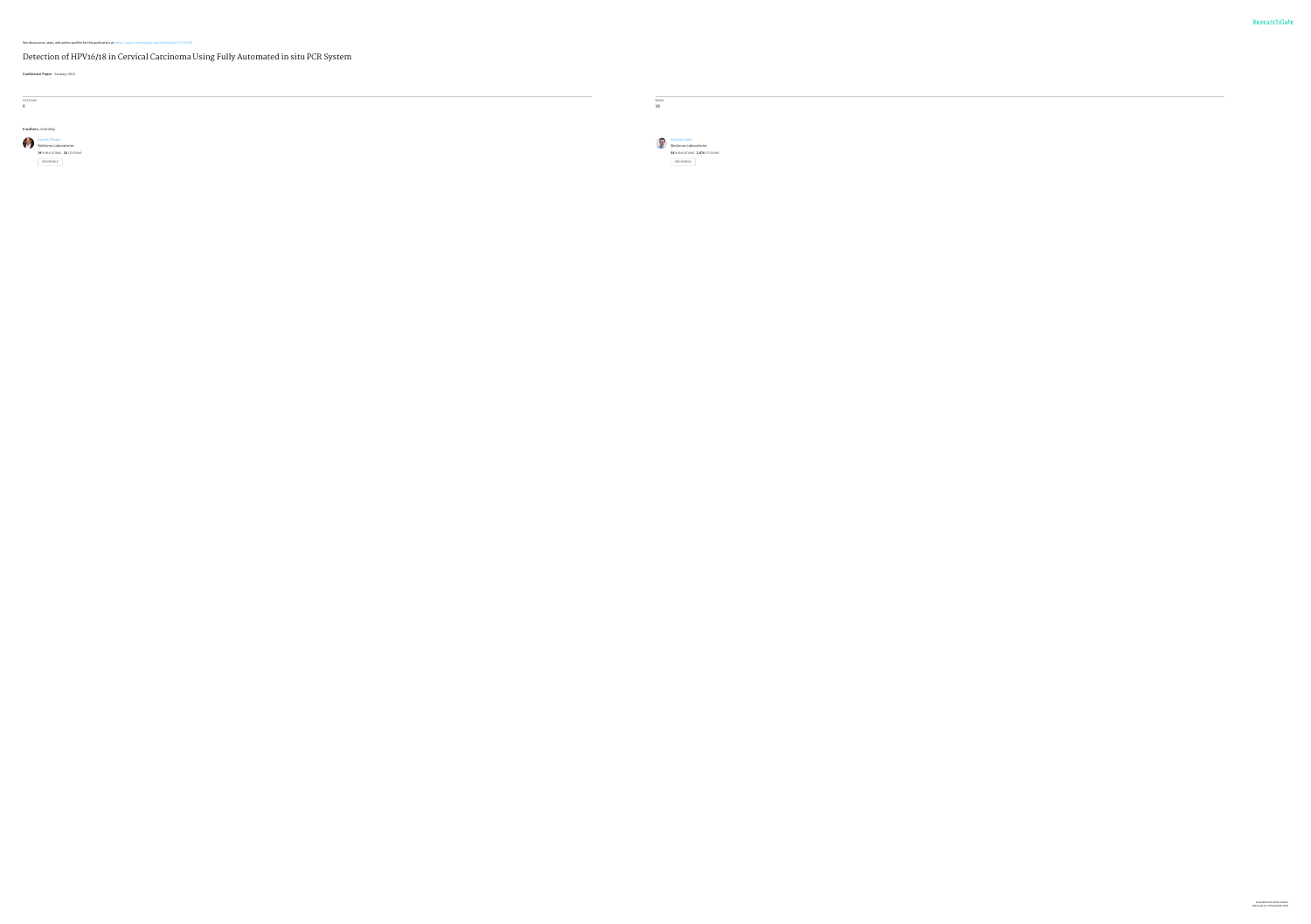See discussions, stats, and author profiles for this publication at: https://www.researchgate.net/publication/337175726

# Detection of HPV16/18 in Cervical Carcinoma Using Fully Automated in situ PCR System

**Conference Paper** · January 2011

CITATIONS
0

READS
29

**6 authors**, including:

Suresh Thakur
BioGenex Laboratories
29 PUBLICATIONS 26 CITATIONS
SEE PROFILE

Krishan Kalra
BioGenex Laboratories
44 PUBLICATIONS 2,474 CITATIONS
SEE PROFILE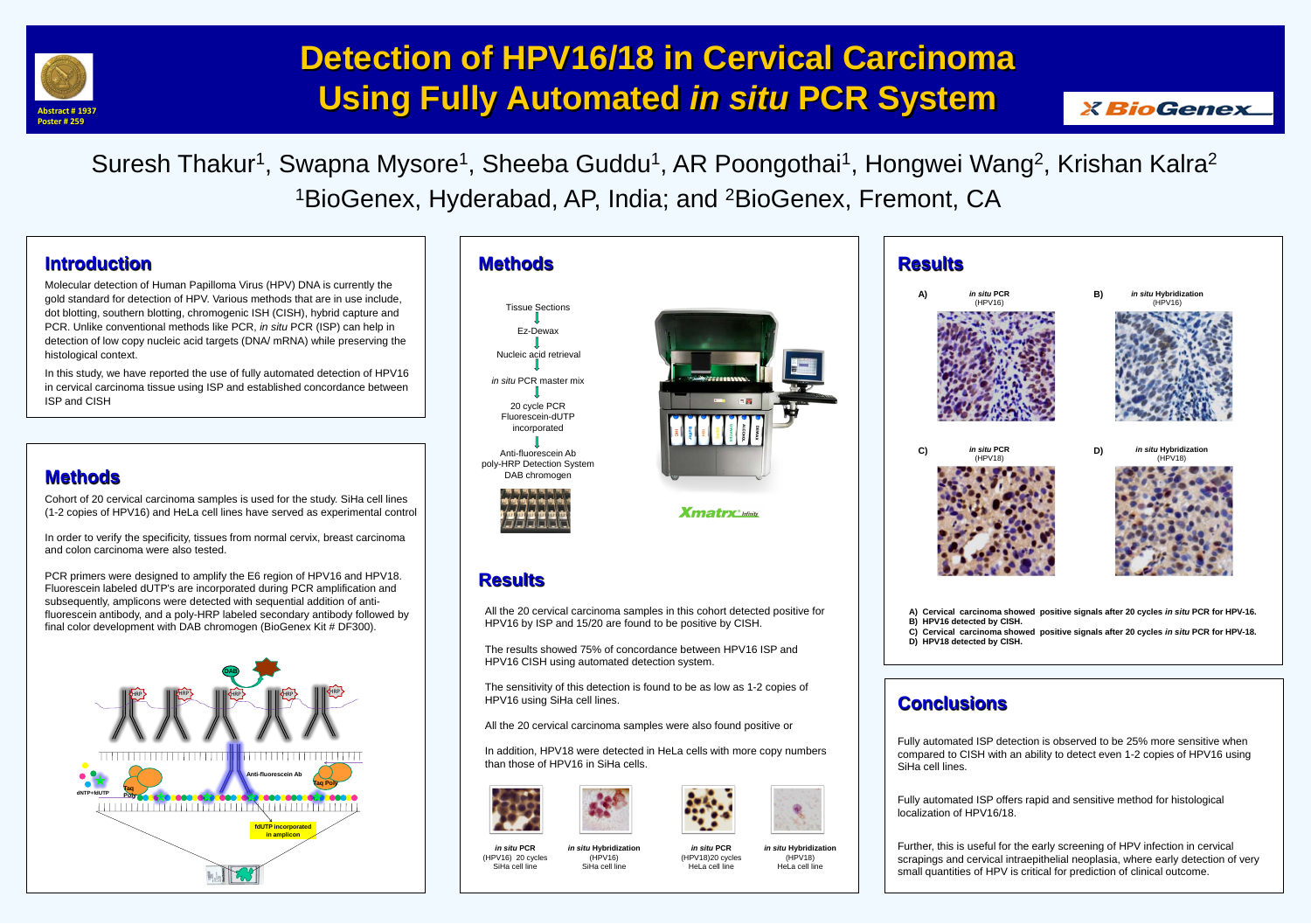# Detection of HPV16/18 in Cervical Carcinoma Using Fully Automated *in situ* PCR System

Abstract # 1937
Poster # 259

BioGenex

Suresh Thakur[1], Swapna Mysore[1], Sheeba Guddu[1], AR Poongothai[1], Hongwei Wang[2], Krishan Kalra[2]

[1]BioGenex, Hyderabad, AP, India; and [2]BioGenex, Fremont, CA

## Introduction

Molecular detection of Human Papilloma Virus (HPV) DNA is currently the gold standard for detection of HPV. Various methods that are in use include, dot blotting, southern blotting, chromogenic ISH (CISH), hybrid capture and PCR. Unlike conventional methods like PCR, *in situ* PCR (ISP) can help in detection of low copy nucleic acid targets (DNA/ mRNA) while preserving the histological context.

In this study, we have reported the use of fully automated detection of HPV16 in cervical carcinoma tissue using ISP and established concordance between ISP and CISH

## Methods

Cohort of 20 cervical carcinoma samples is used for the study. SiHa cell lines (1-2 copies of HPV16) and HeLa cell lines have served as experimental control

In order to verify the specificity, tissues from normal cervix, breast carcinoma and colon carcinoma were also tested.

PCR primers were designed to amplify the E6 region of HPV16 and HPV18. Fluorescein labeled dUTP's are incorporated during PCR amplification and subsequently, amplicons were detected with sequential addition of anti-fluorescein antibody, and a poly-HRP labeled secondary antibody followed by final color development with DAB chromogen (BioGenex Kit # DF300).

DAB
HRP
Anti-fluorescein Ab
Taq Poly
dNTP+fdUTP
fdUTP incorporated in amplicon

## Methods

Tissue Sections
Ez-Dewax
Nucleic acid retrieval
*in situ* PCR master mix
20 cycle PCR
Fluorescein-dUTP incorporated
Anti-fluorescein Ab
poly-HRP Detection System
DAB chromogen

Xmatrx Infinity

## Results

All the 20 cervical carcinoma samples in this cohort detected positive for HPV16 by ISP and 15/20 are found to be positive by CISH.

The results showed 75% of concordance between HPV16 ISP and HPV16 CISH using automated detection system.

The sensitivity of this detection is found to be as low as 1-2 copies of HPV16 using SiHa cell lines.

All the 20 cervical carcinoma samples were also found positive or

In addition, HPV18 were detected in HeLa cells with more copy numbers than those of HPV16 in SiHa cells.

***in situ* PCR** (HPV16) 20 cycles SiHa cell line

***in situ* Hybridization** (HPV16) SiHa cell line

***in situ* PCR** (HPV18)20 cycles HeLa cell line

***in situ* Hybridization** (HPV18) HeLa cell line

## Results

A) ***in situ* PCR** (HPV16)

B) ***in situ* Hybridization** (HPV16)

C) ***in situ* PCR** (HPV18)

D) ***in situ* Hybridization** (HPV18)

**A) Cervical carcinoma showed positive signals after 20 cycles *in situ* PCR for HPV-16.**
**B) HPV16 detected by CISH.**
**C) Cervical carcinoma showed positive signals after 20 cycles *in situ* PCR for HPV-18.**
**D) HPV18 detected by CISH.**

## Conclusions

Fully automated ISP detection is observed to be 25% more sensitive when compared to CISH with an ability to detect even 1-2 copies of HPV16 using SiHa cell lines.

Fully automated ISP offers rapid and sensitive method for histological localization of HPV16/18.

Further, this is useful for the early screening of HPV infection in cervical scrapings and cervical intraepithelial neoplasia, where early detection of very small quantities of HPV is critical for prediction of clinical outcome.